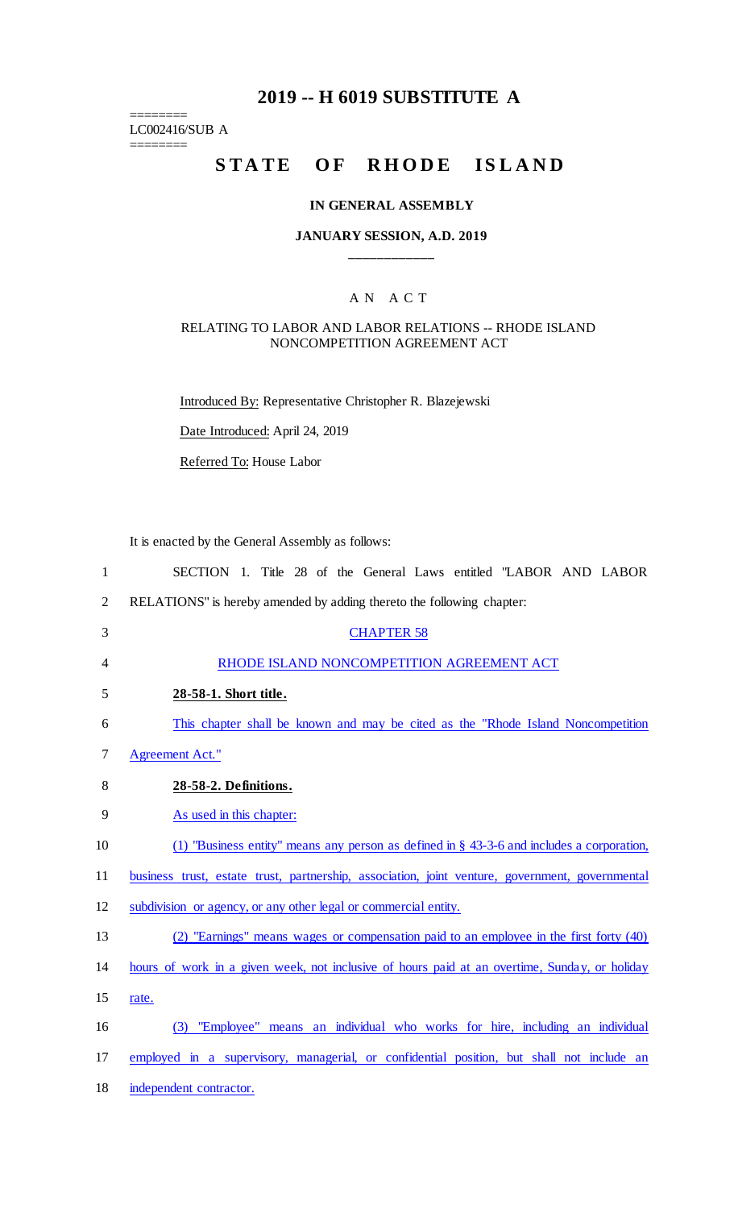# 2019 -- H 6019 SUBSTITUTE A

========
LC002416/SUB A
========

# STATE OF RHODE ISLAND

## IN GENERAL ASSEMBLY

### JANUARY SESSION, A.D. 2019

____________

A N A C T

RELATING TO LABOR AND LABOR RELATIONS -- RHODE ISLAND NONCOMPETITION AGREEMENT ACT

Introduced By: Representative Christopher R. Blazejewski

Date Introduced: April 24, 2019

Referred To: House Labor

It is enacted by the General Assembly as follows:

SECTION 1. Title 28 of the General Laws entitled "LABOR AND LABOR RELATIONS" is hereby amended by adding thereto the following chapter:

CHAPTER 58

RHODE ISLAND NONCOMPETITION AGREEMENT ACT

**28-58-1. Short title.**

This chapter shall be known and may be cited as the "Rhode Island Noncompetition Agreement Act."

**28-58-2. Definitions.**

As used in this chapter:

(1) "Business entity" means any person as defined in § 43-3-6 and includes a corporation, business trust, estate trust, partnership, association, joint venture, government, governmental subdivision or agency, or any other legal or commercial entity.

(2) "Earnings" means wages or compensation paid to an employee in the first forty (40) hours of work in a given week, not inclusive of hours paid at an overtime, Sunday, or holiday rate.

(3) "Employee" means an individual who works for hire, including an individual employed in a supervisory, managerial, or confidential position, but shall not include an independent contractor.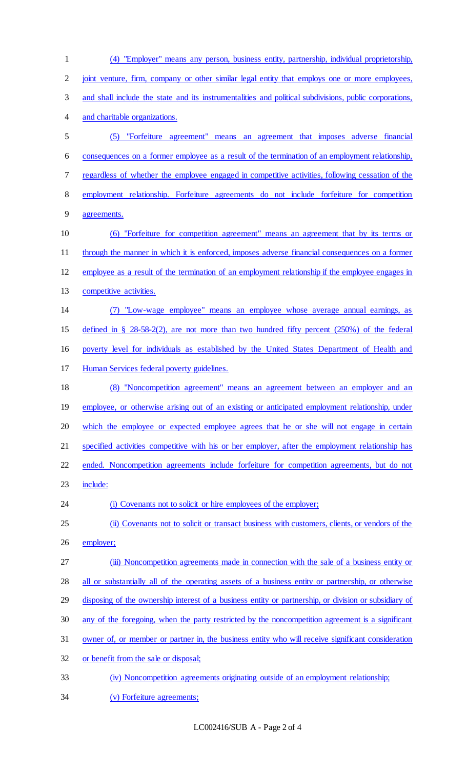(4) "Employer" means any person, business entity, partnership, individual proprietorship, joint venture, firm, company or other similar legal entity that employs one or more employees, and shall include the state and its instrumentalities and political subdivisions, public corporations, and charitable organizations.

(5) "Forfeiture agreement" means an agreement that imposes adverse financial consequences on a former employee as a result of the termination of an employment relationship, regardless of whether the employee engaged in competitive activities, following cessation of the employment relationship. Forfeiture agreements do not include forfeiture for competition agreements.

(6) "Forfeiture for competition agreement" means an agreement that by its terms or through the manner in which it is enforced, imposes adverse financial consequences on a former employee as a result of the termination of an employment relationship if the employee engages in competitive activities.

(7) "Low-wage employee" means an employee whose average annual earnings, as defined in § 28-58-2(2), are not more than two hundred fifty percent (250%) of the federal poverty level for individuals as established by the United States Department of Health and Human Services federal poverty guidelines.

(8) "Noncompetition agreement" means an agreement between an employer and an employee, or otherwise arising out of an existing or anticipated employment relationship, under which the employee or expected employee agrees that he or she will not engage in certain specified activities competitive with his or her employer, after the employment relationship has ended. Noncompetition agreements include forfeiture for competition agreements, but do not include:

(i) Covenants not to solicit or hire employees of the employer;

(ii) Covenants not to solicit or transact business with customers, clients, or vendors of the employer;

(iii) Noncompetition agreements made in connection with the sale of a business entity or all or substantially all of the operating assets of a business entity or partnership, or otherwise disposing of the ownership interest of a business entity or partnership, or division or subsidiary of any of the foregoing, when the party restricted by the noncompetition agreement is a significant owner of, or member or partner in, the business entity who will receive significant consideration or benefit from the sale or disposal;

(iv) Noncompetition agreements originating outside of an employment relationship;

(v) Forfeiture agreements;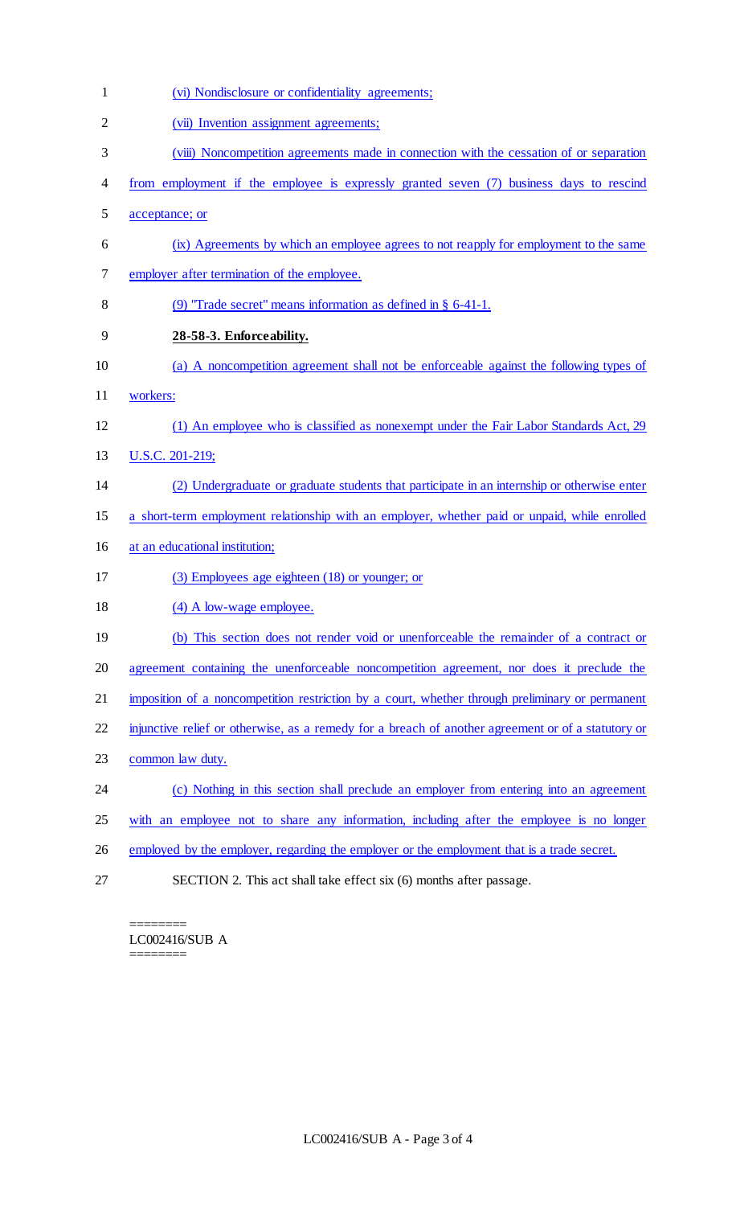(vi) Nondisclosure or confidentiality agreements;

(vii) Invention assignment agreements;

(viii) Noncompetition agreements made in connection with the cessation of or separation from employment if the employee is expressly granted seven (7) business days to rescind acceptance; or

(ix) Agreements by which an employee agrees to not reapply for employment to the same employer after termination of the employee.

(9) "Trade secret" means information as defined in § 6-41-1.

**28-58-3. Enforceability.**

(a) A noncompetition agreement shall not be enforceable against the following types of workers:

(1) An employee who is classified as nonexempt under the Fair Labor Standards Act, 29 U.S.C. 201-219;

(2) Undergraduate or graduate students that participate in an internship or otherwise enter a short-term employment relationship with an employer, whether paid or unpaid, while enrolled at an educational institution;

(3) Employees age eighteen (18) or younger; or

(4) A low-wage employee.

(b) This section does not render void or unenforceable the remainder of a contract or agreement containing the unenforceable noncompetition agreement, nor does it preclude the imposition of a noncompetition restriction by a court, whether through preliminary or permanent injunctive relief or otherwise, as a remedy for a breach of another agreement or of a statutory or common law duty.

(c) Nothing in this section shall preclude an employer from entering into an agreement with an employee not to share any information, including after the employee is no longer employed by the employer, regarding the employer or the employment that is a trade secret.

SECTION 2. This act shall take effect six (6) months after passage.

========
LC002416/SUB A
========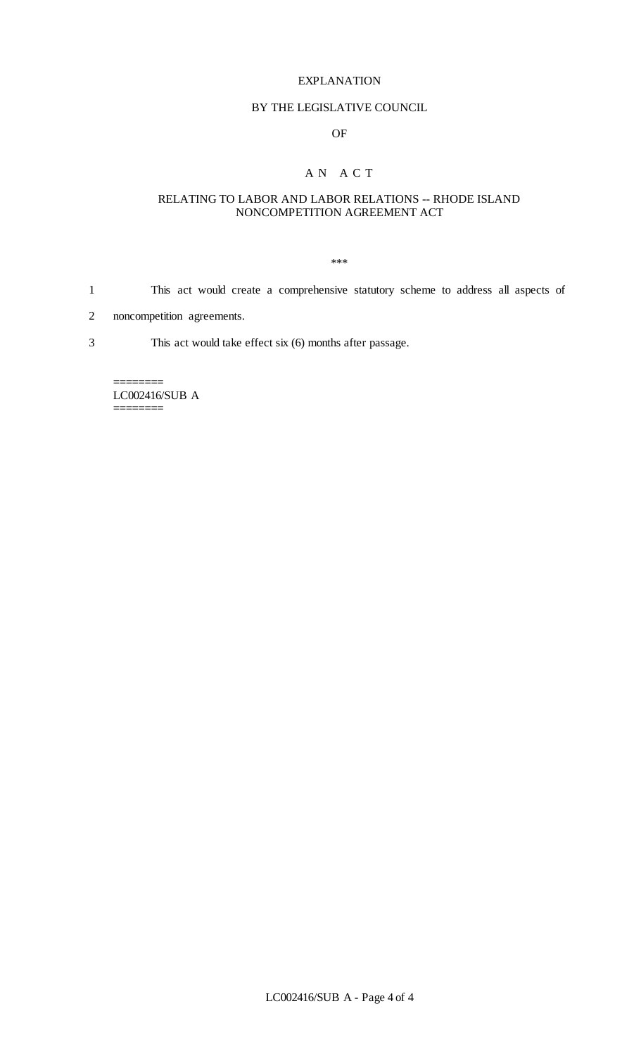EXPLANATION

BY THE LEGISLATIVE COUNCIL

OF

# A N A C T

RELATING TO LABOR AND LABOR RELATIONS -- RHODE ISLAND NONCOMPETITION AGREEMENT ACT

\*\*\*

1 This act would create a comprehensive statutory scheme to address all aspects of

2 noncompetition agreements.

3 This act would take effect six (6) months after passage.

========
LC002416/SUB A
========